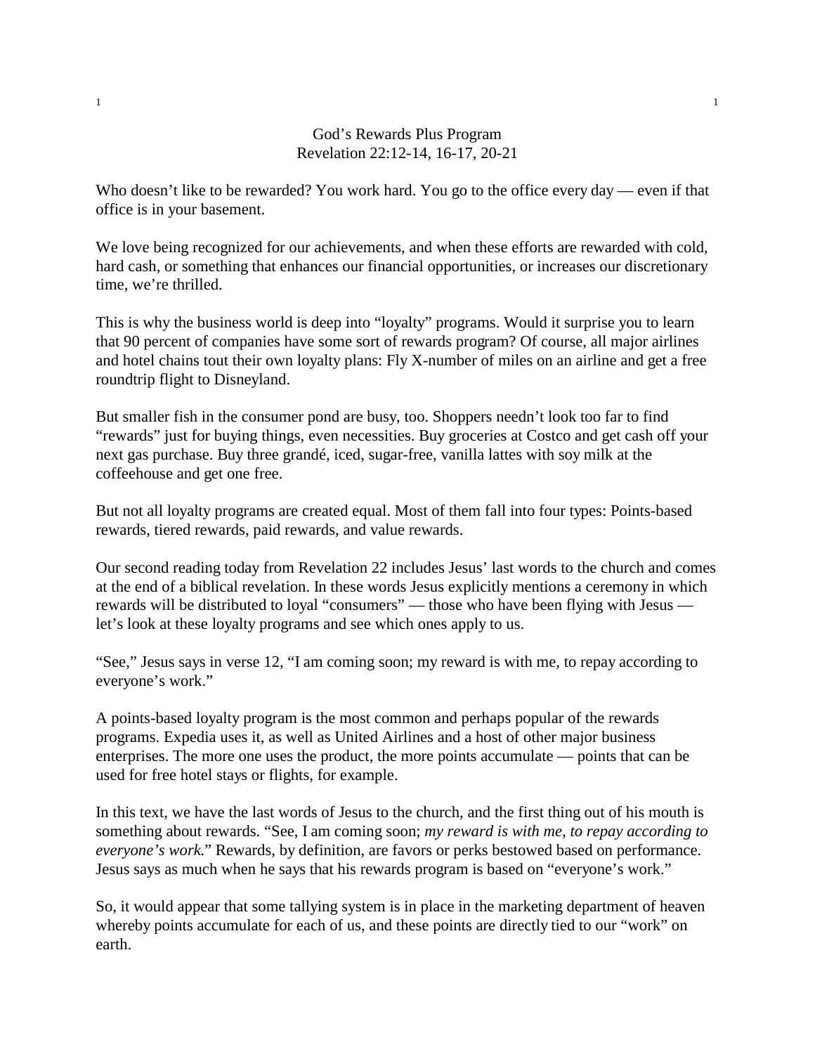# God's Rewards Plus Program

Revelation 22:12-14, 16-17, 20-21

Who doesn't like to be rewarded? You work hard. You go to the office every day — even if that office is in your basement.

We love being recognized for our achievements, and when these efforts are rewarded with cold, hard cash, or something that enhances our financial opportunities, or increases our discretionary time, we're thrilled.

This is why the business world is deep into "loyalty" programs. Would it surprise you to learn that 90 percent of companies have some sort of rewards program? Of course, all major airlines and hotel chains tout their own loyalty plans: Fly X-number of miles on an airline and get a free roundtrip flight to Disneyland.

But smaller fish in the consumer pond are busy, too. Shoppers needn't look too far to find "rewards" just for buying things, even necessities. Buy groceries at Costco and get cash off your next gas purchase. Buy three grandé, iced, sugar-free, vanilla lattes with soy milk at the coffeehouse and get one free.

But not all loyalty programs are created equal. Most of them fall into four types: Points-based rewards, tiered rewards, paid rewards, and value rewards.

Our second reading today from Revelation 22 includes Jesus' last words to the church and comes at the end of a biblical revelation. In these words Jesus explicitly mentions a ceremony in which rewards will be distributed to loyal "consumers" — those who have been flying with Jesus — let's look at these loyalty programs and see which ones apply to us.

"See," Jesus says in verse 12, "I am coming soon; my reward is with me, to repay according to everyone's work."

A points-based loyalty program is the most common and perhaps popular of the rewards programs. Expedia uses it, as well as United Airlines and a host of other major business enterprises. The more one uses the product, the more points accumulate — points that can be used for free hotel stays or flights, for example.

In this text, we have the last words of Jesus to the church, and the first thing out of his mouth is something about rewards. "See, I am coming soon; *my reward is with me, to repay according to everyone's work*." Rewards, by definition, are favors or perks bestowed based on performance. Jesus says as much when he says that his rewards program is based on "everyone's work."

So, it would appear that some tallying system is in place in the marketing department of heaven whereby points accumulate for each of us, and these points are directly tied to our "work" on earth.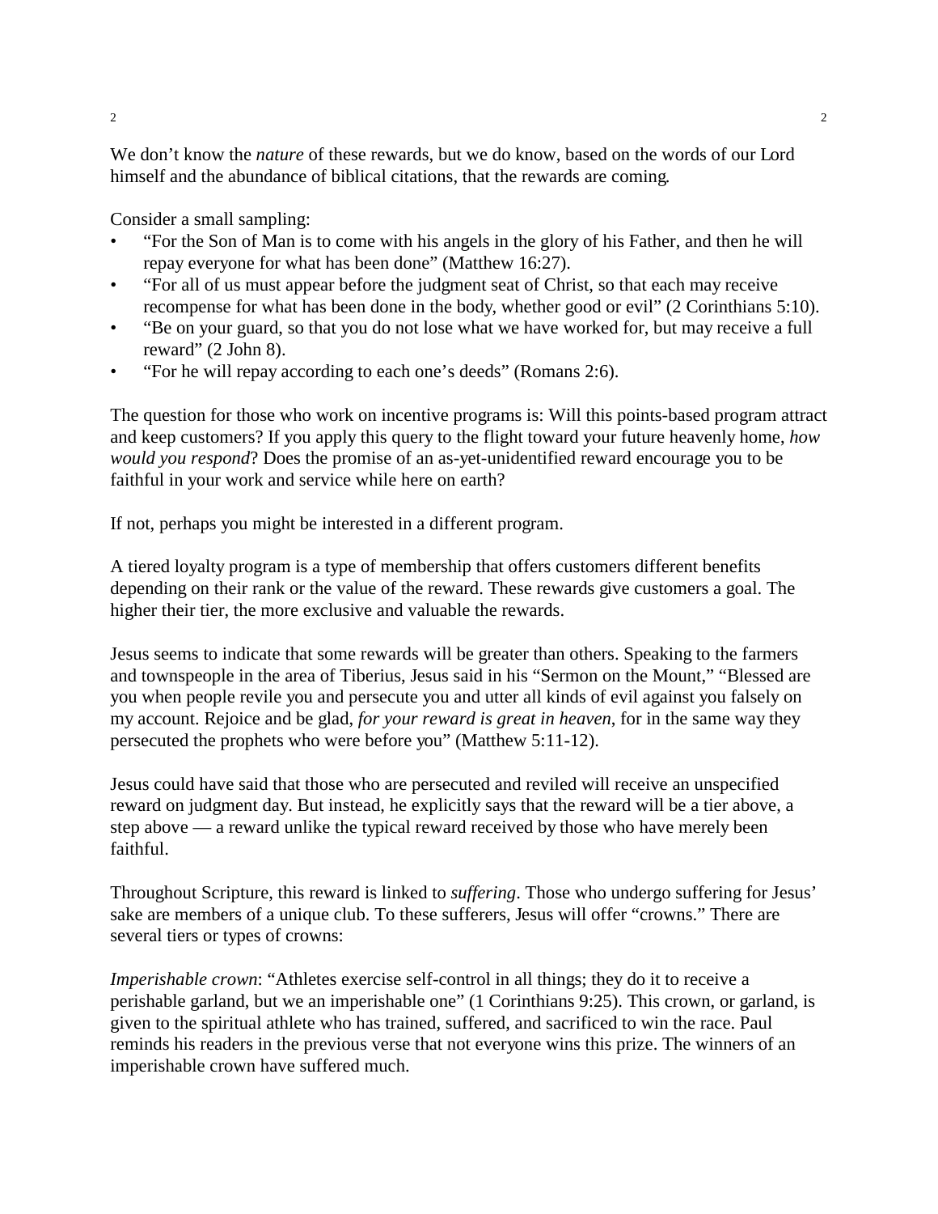We don't know the *nature* of these rewards, but we do know, based on the words of our Lord himself and the abundance of biblical citations, that the rewards are coming.

Consider a small sampling:

- "For the Son of Man is to come with his angels in the glory of his Father, and then he will repay everyone for what has been done" (Matthew 16:27).
- "For all of us must appear before the judgment seat of Christ, so that each may receive recompense for what has been done in the body, whether good or evil" (2 Corinthians 5:10).
- "Be on your guard, so that you do not lose what we have worked for, but may receive a full reward" (2 John 8).
- "For he will repay according to each one's deeds" (Romans 2:6).

The question for those who work on incentive programs is: Will this points-based program attract and keep customers? If you apply this query to the flight toward your future heavenly home, *how would you respond*? Does the promise of an as-yet-unidentified reward encourage you to be faithful in your work and service while here on earth?

If not, perhaps you might be interested in a different program.

A tiered loyalty program is a type of membership that offers customers different benefits depending on their rank or the value of the reward. These rewards give customers a goal. The higher their tier, the more exclusive and valuable the rewards.

Jesus seems to indicate that some rewards will be greater than others. Speaking to the farmers and townspeople in the area of Tiberius, Jesus said in his "Sermon on the Mount," "Blessed are you when people revile you and persecute you and utter all kinds of evil against you falsely on my account. Rejoice and be glad, *for your reward is great in heaven*, for in the same way they persecuted the prophets who were before you" (Matthew 5:11-12).

Jesus could have said that those who are persecuted and reviled will receive an unspecified reward on judgment day. But instead, he explicitly says that the reward will be a tier above, a step above — a reward unlike the typical reward received by those who have merely been faithful.

Throughout Scripture, this reward is linked to *suffering*. Those who undergo suffering for Jesus' sake are members of a unique club. To these sufferers, Jesus will offer "crowns." There are several tiers or types of crowns:

*Imperishable crown*: "Athletes exercise self-control in all things; they do it to receive a perishable garland, but we an imperishable one" (1 Corinthians 9:25). This crown, or garland, is given to the spiritual athlete who has trained, suffered, and sacrificed to win the race. Paul reminds his readers in the previous verse that not everyone wins this prize. The winners of an imperishable crown have suffered much.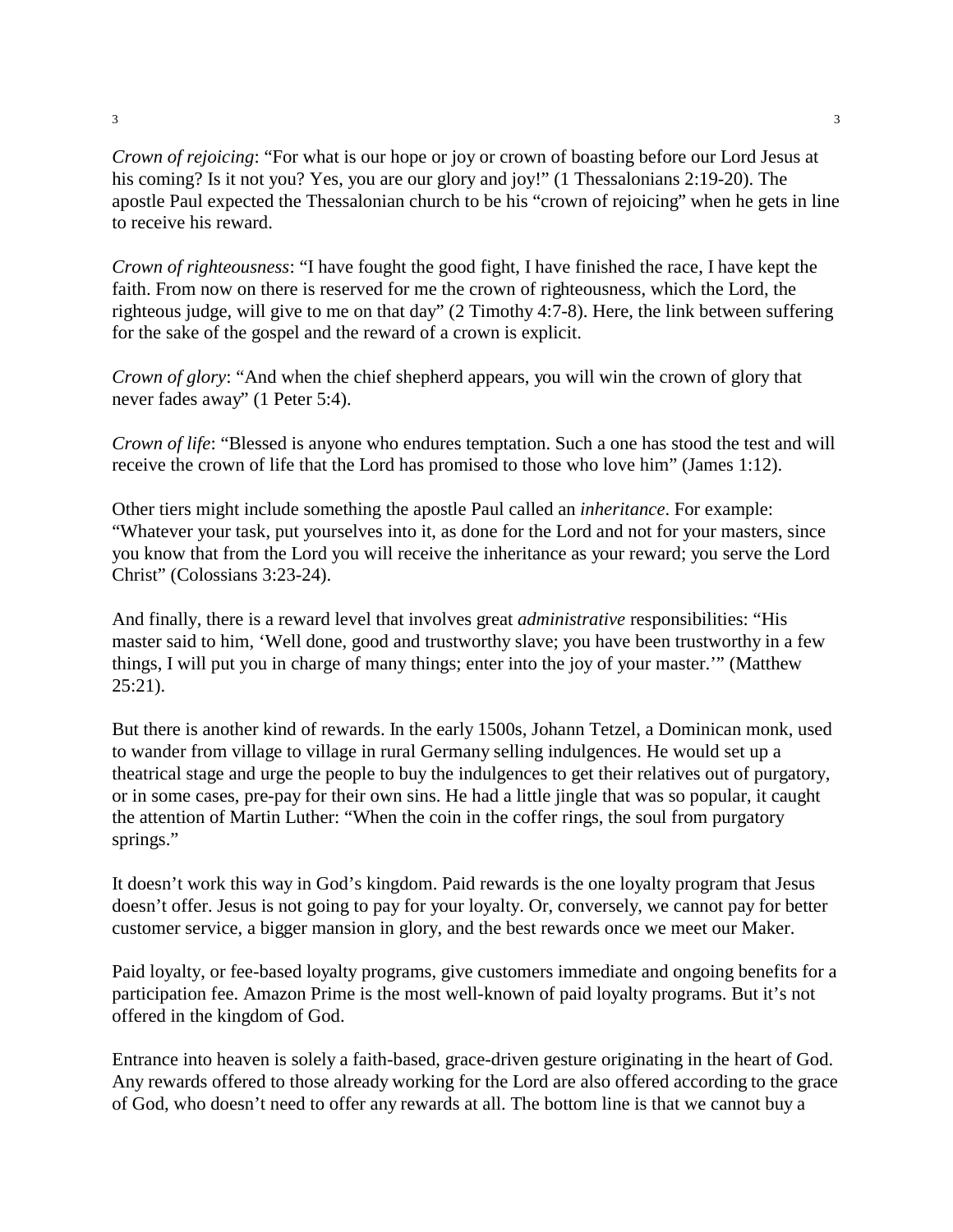*Crown of rejoicing*: “For what is our hope or joy or crown of boasting before our Lord Jesus at his coming? Is it not you? Yes, you are our glory and joy!” (1 Thessalonians 2:19-20). The apostle Paul expected the Thessalonian church to be his “crown of rejoicing” when he gets in line to receive his reward.

*Crown of righteousness*: “I have fought the good fight, I have finished the race, I have kept the faith. From now on there is reserved for me the crown of righteousness, which the Lord, the righteous judge, will give to me on that day” (2 Timothy 4:7-8). Here, the link between suffering for the sake of the gospel and the reward of a crown is explicit.

*Crown of glory*: “And when the chief shepherd appears, you will win the crown of glory that never fades away” (1 Peter 5:4).

*Crown of life*: “Blessed is anyone who endures temptation. Such a one has stood the test and will receive the crown of life that the Lord has promised to those who love him” (James 1:12).

Other tiers might include something the apostle Paul called an *inheritance*. For example: “Whatever your task, put yourselves into it, as done for the Lord and not for your masters, since you know that from the Lord you will receive the inheritance as your reward; you serve the Lord Christ” (Colossians 3:23-24).

And finally, there is a reward level that involves great *administrative* responsibilities: “His master said to him, ‘Well done, good and trustworthy slave; you have been trustworthy in a few things, I will put you in charge of many things; enter into the joy of your master.’” (Matthew 25:21).

But there is another kind of rewards. In the early 1500s, Johann Tetzel, a Dominican monk, used to wander from village to village in rural Germany selling indulgences. He would set up a theatrical stage and urge the people to buy the indulgences to get their relatives out of purgatory, or in some cases, pre-pay for their own sins. He had a little jingle that was so popular, it caught the attention of Martin Luther: “When the coin in the coffer rings, the soul from purgatory springs.”

It doesn’t work this way in God’s kingdom. Paid rewards is the one loyalty program that Jesus doesn’t offer. Jesus is not going to pay for your loyalty. Or, conversely, we cannot pay for better customer service, a bigger mansion in glory, and the best rewards once we meet our Maker.

Paid loyalty, or fee-based loyalty programs, give customers immediate and ongoing benefits for a participation fee. Amazon Prime is the most well-known of paid loyalty programs. But it’s not offered in the kingdom of God.

Entrance into heaven is solely a faith-based, grace-driven gesture originating in the heart of God. Any rewards offered to those already working for the Lord are also offered according to the grace of God, who doesn’t need to offer any rewards at all. The bottom line is that we cannot buy a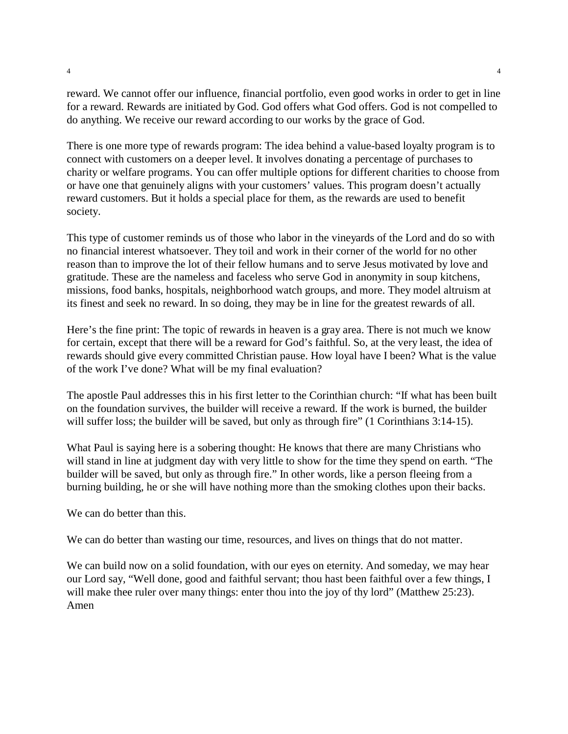reward. We cannot offer our influence, financial portfolio, even good works in order to get in line for a reward. Rewards are initiated by God. God offers what God offers. God is not compelled to do anything. We receive our reward according to our works by the grace of God.

There is one more type of rewards program: The idea behind a value-based loyalty program is to connect with customers on a deeper level. It involves donating a percentage of purchases to charity or welfare programs. You can offer multiple options for different charities to choose from or have one that genuinely aligns with your customers' values. This program doesn't actually reward customers. But it holds a special place for them, as the rewards are used to benefit society.

This type of customer reminds us of those who labor in the vineyards of the Lord and do so with no financial interest whatsoever. They toil and work in their corner of the world for no other reason than to improve the lot of their fellow humans and to serve Jesus motivated by love and gratitude. These are the nameless and faceless who serve God in anonymity in soup kitchens, missions, food banks, hospitals, neighborhood watch groups, and more. They model altruism at its finest and seek no reward. In so doing, they may be in line for the greatest rewards of all.

Here's the fine print: The topic of rewards in heaven is a gray area. There is not much we know for certain, except that there will be a reward for God's faithful. So, at the very least, the idea of rewards should give every committed Christian pause. How loyal have I been? What is the value of the work I've done? What will be my final evaluation?

The apostle Paul addresses this in his first letter to the Corinthian church: "If what has been built on the foundation survives, the builder will receive a reward. If the work is burned, the builder will suffer loss; the builder will be saved, but only as through fire" (1 Corinthians 3:14-15).

What Paul is saying here is a sobering thought: He knows that there are many Christians who will stand in line at judgment day with very little to show for the time they spend on earth. "The builder will be saved, but only as through fire." In other words, like a person fleeing from a burning building, he or she will have nothing more than the smoking clothes upon their backs.

We can do better than this.

We can do better than wasting our time, resources, and lives on things that do not matter.

We can build now on a solid foundation, with our eyes on eternity. And someday, we may hear our Lord say, "Well done, good and faithful servant; thou hast been faithful over a few things, I will make thee ruler over many things: enter thou into the joy of thy lord" (Matthew 25:23). Amen